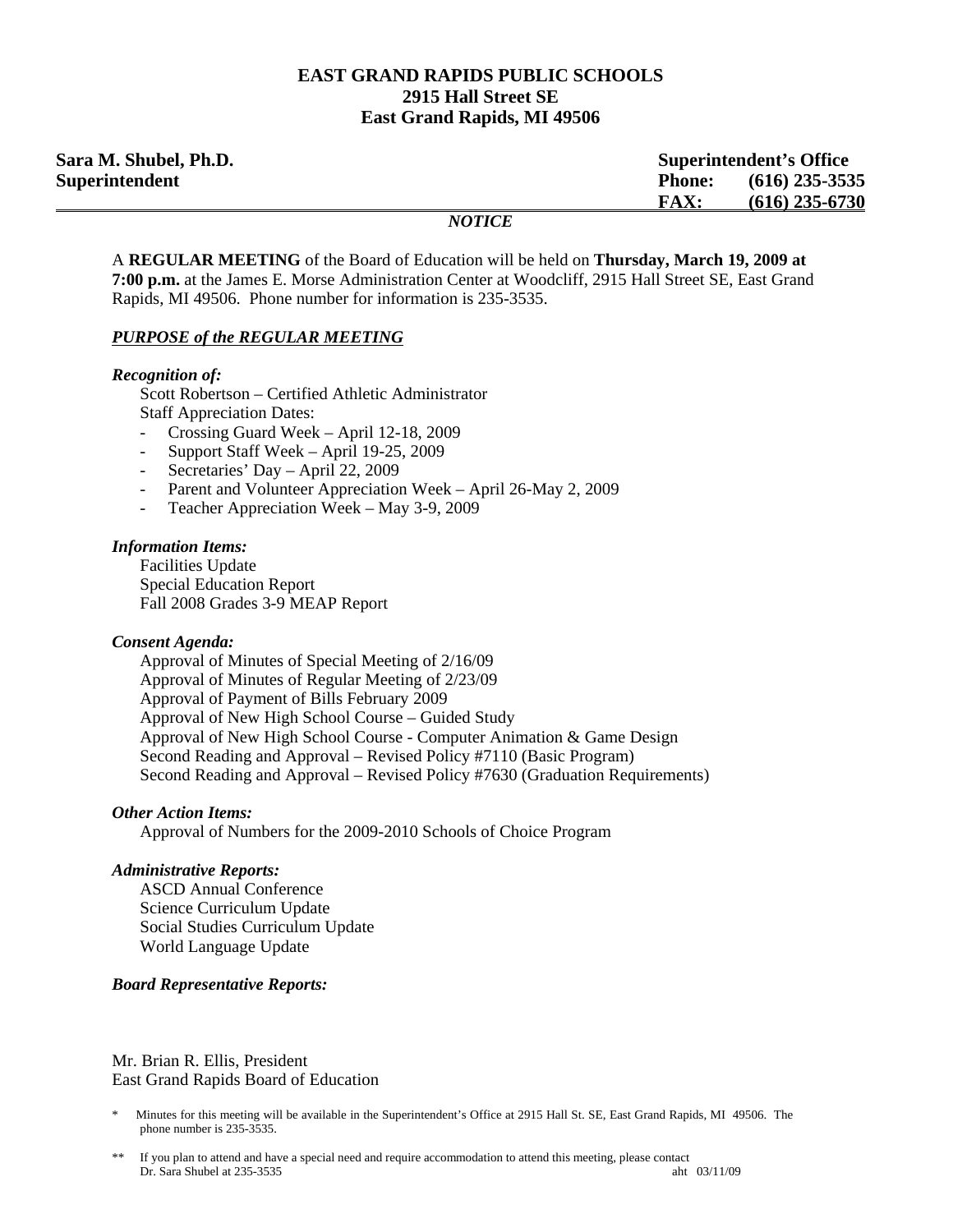# EAST GRAND RAPIDS PUBLIC SCHOOLS
**2915 Hall Street SE**
**East Grand Rapids, MI 49506**

**Sara M. Shubel, Ph.D.**
**Superintendent**

**Superintendent's Office**
**Phone: (616) 235-3535**
**FAX: (616) 235-6730**

***NOTICE***

A **REGULAR MEETING** of the Board of Education will be held on **Thursday, March 19, 2009 at 7:00 p.m.** at the James E. Morse Administration Center at Woodcliff, 2915 Hall Street SE, East Grand Rapids, MI 49506. Phone number for information is 235-3535.

## *PURPOSE of the REGULAR MEETING*

***Recognition of:***

Scott Robertson – Certified Athletic Administrator
Staff Appreciation Dates:

- Crossing Guard Week – April 12-18, 2009
- Support Staff Week – April 19-25, 2009
- Secretaries' Day – April 22, 2009
- Parent and Volunteer Appreciation Week – April 26-May 2, 2009
- Teacher Appreciation Week – May 3-9, 2009

***Information Items:***

Facilities Update
Special Education Report
Fall 2008 Grades 3-9 MEAP Report

***Consent Agenda:***

Approval of Minutes of Special Meeting of 2/16/09
Approval of Minutes of Regular Meeting of 2/23/09
Approval of Payment of Bills February 2009
Approval of New High School Course – Guided Study
Approval of New High School Course - Computer Animation & Game Design
Second Reading and Approval – Revised Policy #7110 (Basic Program)
Second Reading and Approval – Revised Policy #7630 (Graduation Requirements)

***Other Action Items:***

Approval of Numbers for the 2009-2010 Schools of Choice Program

***Administrative Reports:***

ASCD Annual Conference
Science Curriculum Update
Social Studies Curriculum Update
World Language Update

***Board Representative Reports:***

Mr. Brian R. Ellis, President
East Grand Rapids Board of Education

\* Minutes for this meeting will be available in the Superintendent's Office at 2915 Hall St. SE, East Grand Rapids, MI 49506. The phone number is 235-3535.

\*\* If you plan to attend and have a special need and require accommodation to attend this meeting, please contact Dr. Sara Shubel at 235-3535

aht 03/11/09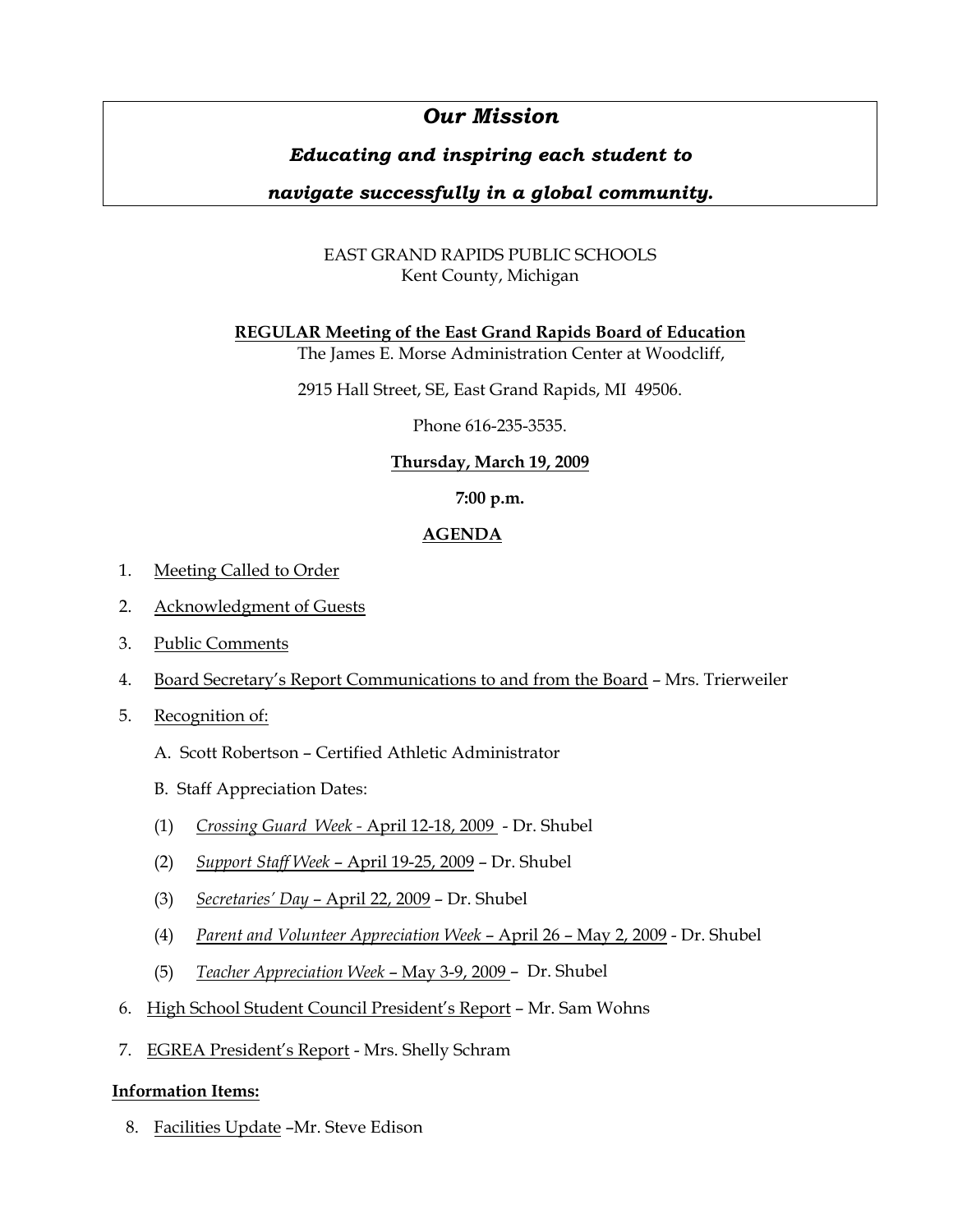# *Our Mission*

## *Educating and inspiring each student to navigate successfully in a global community.*

EAST GRAND RAPIDS PUBLIC SCHOOLS
Kent County, Michigan

**REGULAR Meeting of the East Grand Rapids Board of Education**

The James E. Morse Administration Center at Woodcliff,

2915 Hall Street, SE, East Grand Rapids, MI 49506.

Phone 616-235-3535.

**Thursday, March 19, 2009**

**7:00 p.m.**

**AGENDA**

1. Meeting Called to Order
2. Acknowledgment of Guests
3. Public Comments
4. Board Secretary's Report Communications to and from the Board – Mrs. Trierweiler
5. Recognition of:

   A. Scott Robertson – Certified Athletic Administrator

   B. Staff Appreciation Dates:

   (1) *Crossing Guard Week* - April 12-18, 2009 - Dr. Shubel

   (2) *Support Staff Week* – April 19-25, 2009 – Dr. Shubel

   (3) *Secretaries' Day* – April 22, 2009 – Dr. Shubel

   (4) *Parent and Volunteer Appreciation Week* – April 26 – May 2, 2009 - Dr. Shubel

   (5) *Teacher Appreciation Week* – May 3-9, 2009 – Dr. Shubel

6. High School Student Council President's Report – Mr. Sam Wohns
7. EGREA President's Report - Mrs. Shelly Schram

**Information Items:**

8. Facilities Update –Mr. Steve Edison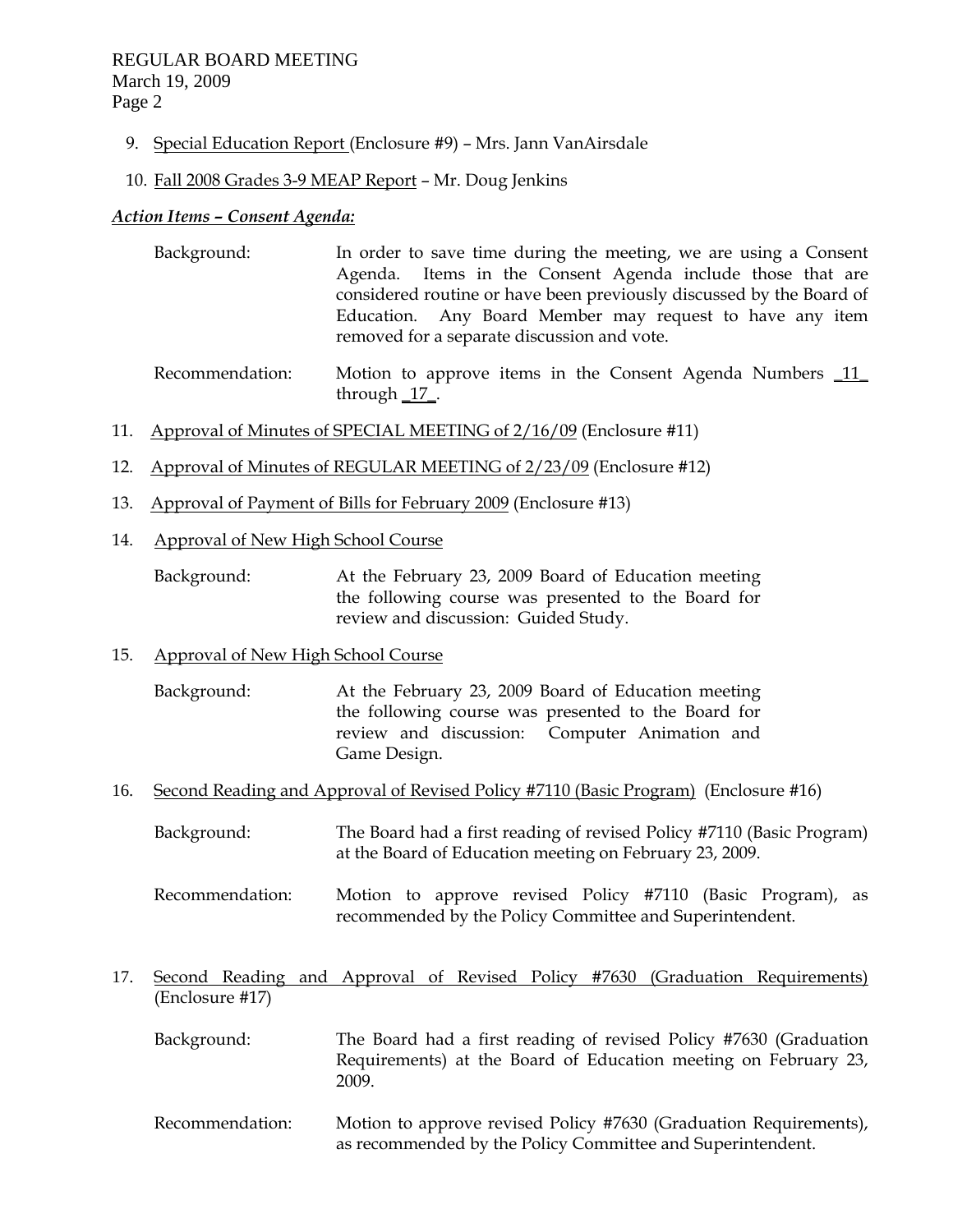9. Special Education Report (Enclosure #9) – Mrs. Jann VanAirsdale

10. Fall 2008 Grades 3-9 MEAP Report – Mr. Doug Jenkins

***Action Items – Consent Agenda:***

Background: In order to save time during the meeting, we are using a Consent Agenda. Items in the Consent Agenda include those that are considered routine or have been previously discussed by the Board of Education. Any Board Member may request to have any item removed for a separate discussion and vote.

Recommendation: Motion to approve items in the Consent Agenda Numbers _11_ through _17_.

11. Approval of Minutes of SPECIAL MEETING of 2/16/09 (Enclosure #11)

12. Approval of Minutes of REGULAR MEETING of 2/23/09 (Enclosure #12)

13. Approval of Payment of Bills for February 2009 (Enclosure #13)

14. Approval of New High School Course

    Background: At the February 23, 2009 Board of Education meeting the following course was presented to the Board for review and discussion: Guided Study.

15. Approval of New High School Course

    Background: At the February 23, 2009 Board of Education meeting the following course was presented to the Board for review and discussion: Computer Animation and Game Design.

16. Second Reading and Approval of Revised Policy #7110 (Basic Program) (Enclosure #16)

    Background: The Board had a first reading of revised Policy #7110 (Basic Program) at the Board of Education meeting on February 23, 2009.

    Recommendation: Motion to approve revised Policy #7110 (Basic Program), as recommended by the Policy Committee and Superintendent.

17. Second Reading and Approval of Revised Policy #7630 (Graduation Requirements) (Enclosure #17)

    Background: The Board had a first reading of revised Policy #7630 (Graduation Requirements) at the Board of Education meeting on February 23, 2009.

    Recommendation: Motion to approve revised Policy #7630 (Graduation Requirements), as recommended by the Policy Committee and Superintendent.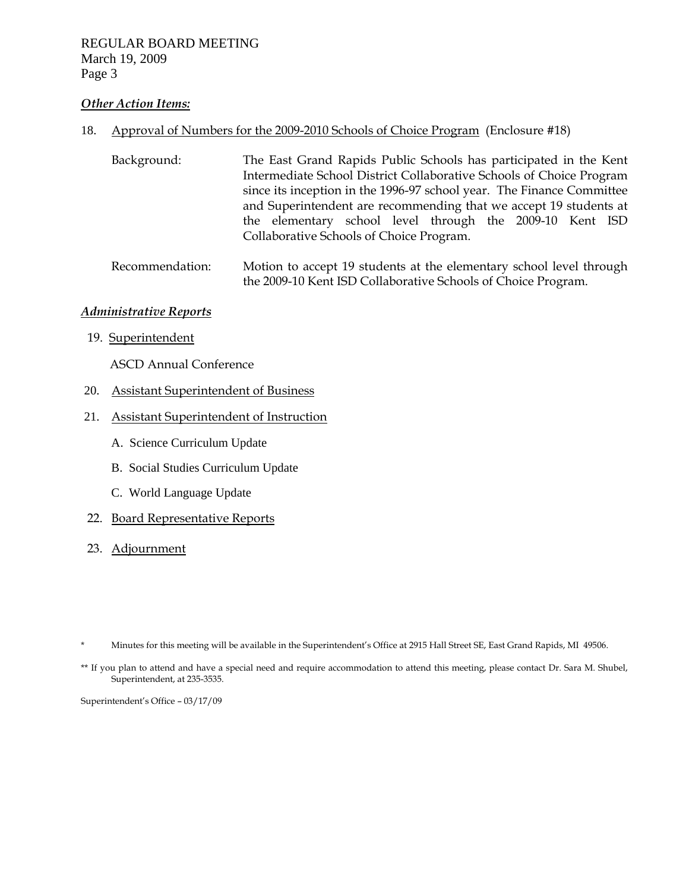### *Other Action Items:*

18. Approval of Numbers for the 2009-2010 Schools of Choice Program (Enclosure #18)

    Background: The East Grand Rapids Public Schools has participated in the Kent Intermediate School District Collaborative Schools of Choice Program since its inception in the 1996-97 school year. The Finance Committee and Superintendent are recommending that we accept 19 students at the elementary school level through the 2009-10 Kent ISD Collaborative Schools of Choice Program.

    Recommendation: Motion to accept 19 students at the elementary school level through the 2009-10 Kent ISD Collaborative Schools of Choice Program.

### *Administrative Reports*

19. Superintendent

    ASCD Annual Conference

20. Assistant Superintendent of Business

21. Assistant Superintendent of Instruction

    A. Science Curriculum Update

    B. Social Studies Curriculum Update

    C. World Language Update

22. Board Representative Reports

23. Adjournment

\* Minutes for this meeting will be available in the Superintendent's Office at 2915 Hall Street SE, East Grand Rapids, MI 49506.

\*\* If you plan to attend and have a special need and require accommodation to attend this meeting, please contact Dr. Sara M. Shubel, Superintendent, at 235-3535.

Superintendent's Office – 03/17/09